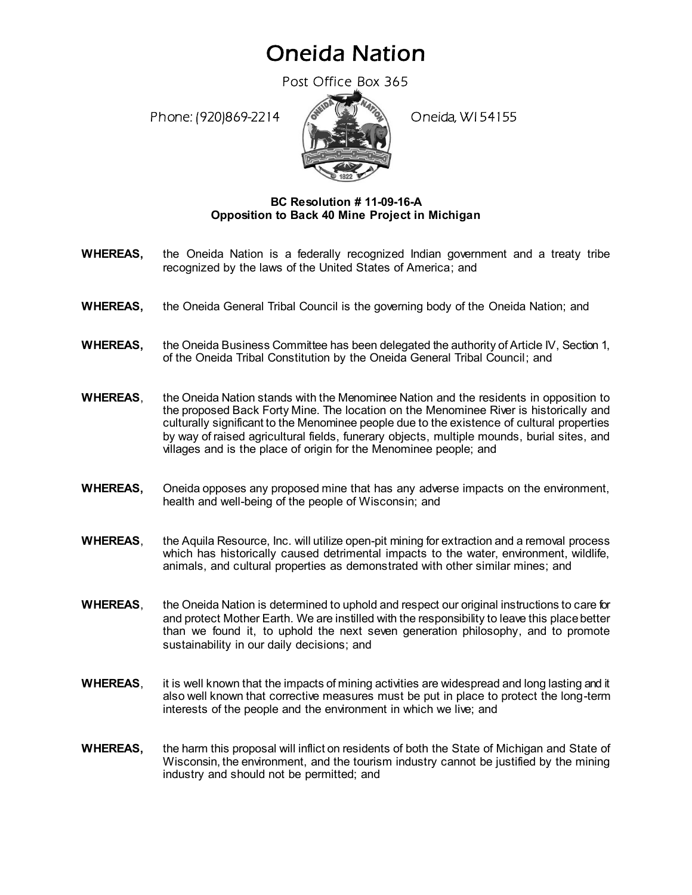# Oneida Nation

Post Office Box 365

Phone: (920)869-2214 Oneida, WI 54155

**BC Resolution # 11-09-16-A**
**Opposition to Back 40 Mine Project in Michigan**

**WHEREAS,** the Oneida Nation is a federally recognized Indian government and a treaty tribe recognized by the laws of the United States of America; and

**WHEREAS,** the Oneida General Tribal Council is the governing body of the Oneida Nation; and

**WHEREAS,** the Oneida Business Committee has been delegated the authority of Article IV, Section 1, of the Oneida Tribal Constitution by the Oneida General Tribal Council; and

**WHEREAS**, the Oneida Nation stands with the Menominee Nation and the residents in opposition to the proposed Back Forty Mine. The location on the Menominee River is historically and culturally significant to the Menominee people due to the existence of cultural properties by way of raised agricultural fields, funerary objects, multiple mounds, burial sites, and villages and is the place of origin for the Menominee people; and

**WHEREAS,** Oneida opposes any proposed mine that has any adverse impacts on the environment, health and well-being of the people of Wisconsin; and

**WHEREAS**, the Aquila Resource, Inc. will utilize open-pit mining for extraction and a removal process which has historically caused detrimental impacts to the water, environment, wildlife, animals, and cultural properties as demonstrated with other similar mines; and

**WHEREAS**, the Oneida Nation is determined to uphold and respect our original instructions to care for and protect Mother Earth. We are instilled with the responsibility to leave this place better than we found it, to uphold the next seven generation philosophy, and to promote sustainability in our daily decisions; and

**WHEREAS**, it is well known that the impacts of mining activities are widespread and long lasting and it also well known that corrective measures must be put in place to protect the long-term interests of the people and the environment in which we live; and

**WHEREAS,** the harm this proposal will inflict on residents of both the State of Michigan and State of Wisconsin, the environment, and the tourism industry cannot be justified by the mining industry and should not be permitted; and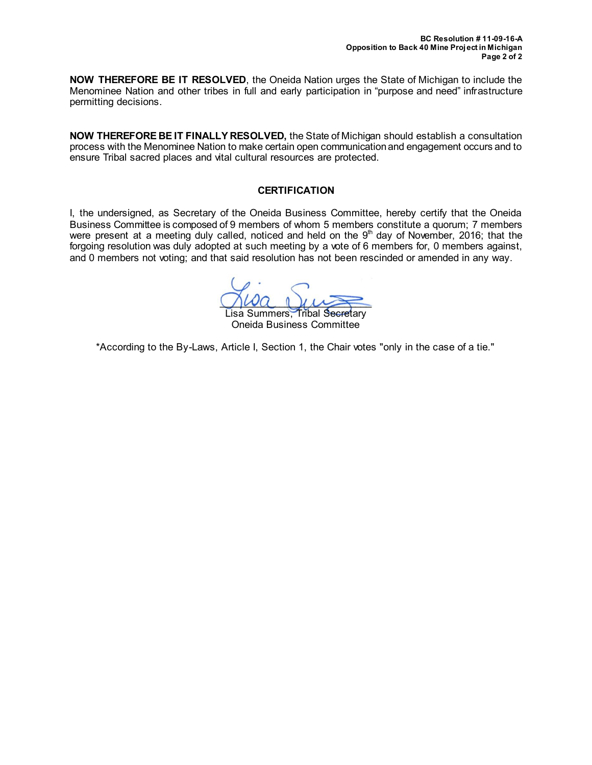**NOW THEREFORE BE IT RESOLVED**, the Oneida Nation urges the State of Michigan to include the Menominee Nation and other tribes in full and early participation in "purpose and need" infrastructure permitting decisions.

**NOW THEREFORE BE IT FINALLY RESOLVED,** the State of Michigan should establish a consultation process with the Menominee Nation to make certain open communication and engagement occurs and to ensure Tribal sacred places and vital cultural resources are protected.

### CERTIFICATION

I, the undersigned, as Secretary of the Oneida Business Committee, hereby certify that the Oneida Business Committee is composed of 9 members of whom 5 members constitute a quorum; 7 members were present at a meeting duly called, noticed and held on the 9th day of November, 2016; that the forgoing resolution was duly adopted at such meeting by a vote of 6 members for, 0 members against, and 0 members not voting; and that said resolution has not been rescinded or amended in any way.

Lisa Summers, Tribal Secretary
Oneida Business Committee

*According to the By-Laws, Article I, Section 1, the Chair votes "only in the case of a tie."